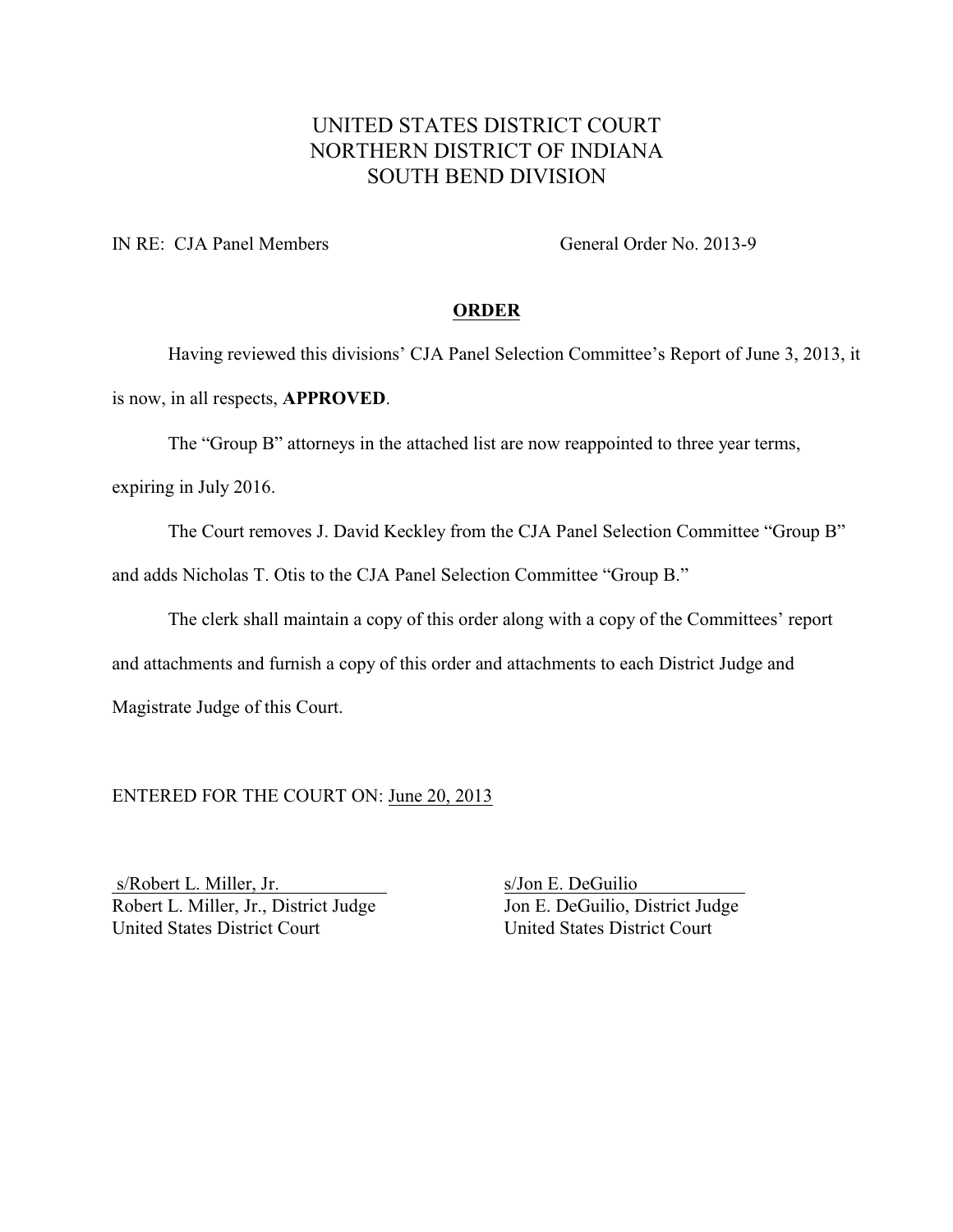UNITED STATES DISTRICT COURT
NORTHERN DISTRICT OF INDIANA
SOUTH BEND DIVISION

IN RE: CJA Panel Members General Order No. 2013-9

**ORDER**

Having reviewed this divisions' CJA Panel Selection Committee's Report of June 3, 2013, it is now, in all respects, **APPROVED**.

The "Group B" attorneys in the attached list are now reappointed to three year terms, expiring in July 2016.

The Court removes J. David Keckley from the CJA Panel Selection Committee "Group B" and adds Nicholas T. Otis to the CJA Panel Selection Committee "Group B."

The clerk shall maintain a copy of this order along with a copy of the Committees' report and attachments and furnish a copy of this order and attachments to each District Judge and Magistrate Judge of this Court.

ENTERED FOR THE COURT ON: June 20, 2013

s/Robert L. Miller, Jr.
Robert L. Miller, Jr., District Judge
United States District Court

s/Jon E. DeGuilio
Jon E. DeGuilio, District Judge
United States District Court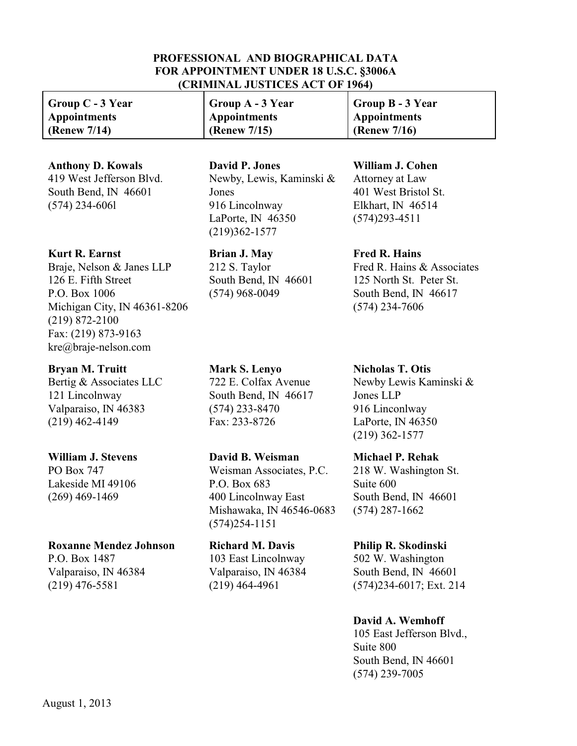**PROFESSIONAL AND BIOGRAPHICAL DATA**
**FOR APPOINTMENT UNDER 18 U.S.C. §3006A**
**(CRIMINAL JUSTICES ACT OF 1964)**

| Group C - 3 Year Appointments (Renew 7/14) | Group A - 3 Year Appointments (Renew 7/15) | Group B - 3 Year Appointments (Renew 7/16) |
|---|---|---|
| **Anthony D. Kowals**<br>419 West Jefferson Blvd.<br>South Bend, IN 46601<br>(574) 234-606l | **David P. Jones**<br>Newby, Lewis, Kaminski & Jones<br>916 Lincolnway<br>LaPorte, IN 46350<br>(219)362-1577 | **William J. Cohen**<br>Attorney at Law<br>401 West Bristol St.<br>Elkhart, IN 46514<br>(574)293-4511 |
| **Kurt R. Earnst**<br>Braje, Nelson & Janes LLP<br>126 E. Fifth Street<br>P.O. Box 1006<br>Michigan City, IN 46361-8206<br>(219) 872-2100<br>Fax: (219) 873-9163<br>kre@braje-nelson.com | **Brian J. May**<br>212 S. Taylor<br>South Bend, IN 46601<br>(574) 968-0049 | **Fred R. Hains**<br>Fred R. Hains & Associates<br>125 North St. Peter St.<br>South Bend, IN 46617<br>(574) 234-7606 |
| **Bryan M. Truitt**<br>Bertig & Associates LLC<br>121 Lincolnway<br>Valparaiso, IN 46383<br>(219) 462-4149 | **Mark S. Lenyo**<br>722 E. Colfax Avenue<br>South Bend, IN 46617<br>(574) 233-8470<br>Fax: 233-8726 | **Nicholas T. Otis**<br>Newby Lewis Kaminski & Jones LLP<br>916 Linconlway<br>LaPorte, IN 46350<br>(219) 362-1577 |
| **William J. Stevens**<br>PO Box 747<br>Lakeside MI 49106<br>(269) 469-1469 | **David B. Weisman**<br>Weisman Associates, P.C.<br>P.O. Box 683<br>400 Lincolnway East<br>Mishawaka, IN 46546-0683<br>(574)254-1151 | **Michael P. Rehak**<br>218 W. Washington St.<br>Suite 600<br>South Bend, IN 46601<br>(574) 287-1662 |
| **Roxanne Mendez Johnson**<br>P.O. Box 1487<br>Valparaiso, IN 46384<br>(219) 476-5581 | **Richard M. Davis**<br>103 East Lincolnway<br>Valparaiso, IN 46384<br>(219) 464-4961 | **Philip R. Skodinski**<br>502 W. Washington<br>South Bend, IN 46601<br>(574)234-6017; Ext. 214 |
| | | **David A. Wemhoff**<br>105 East Jefferson Blvd.,<br>Suite 800<br>South Bend, IN 46601<br>(574) 239-7005 |

August 1, 2013